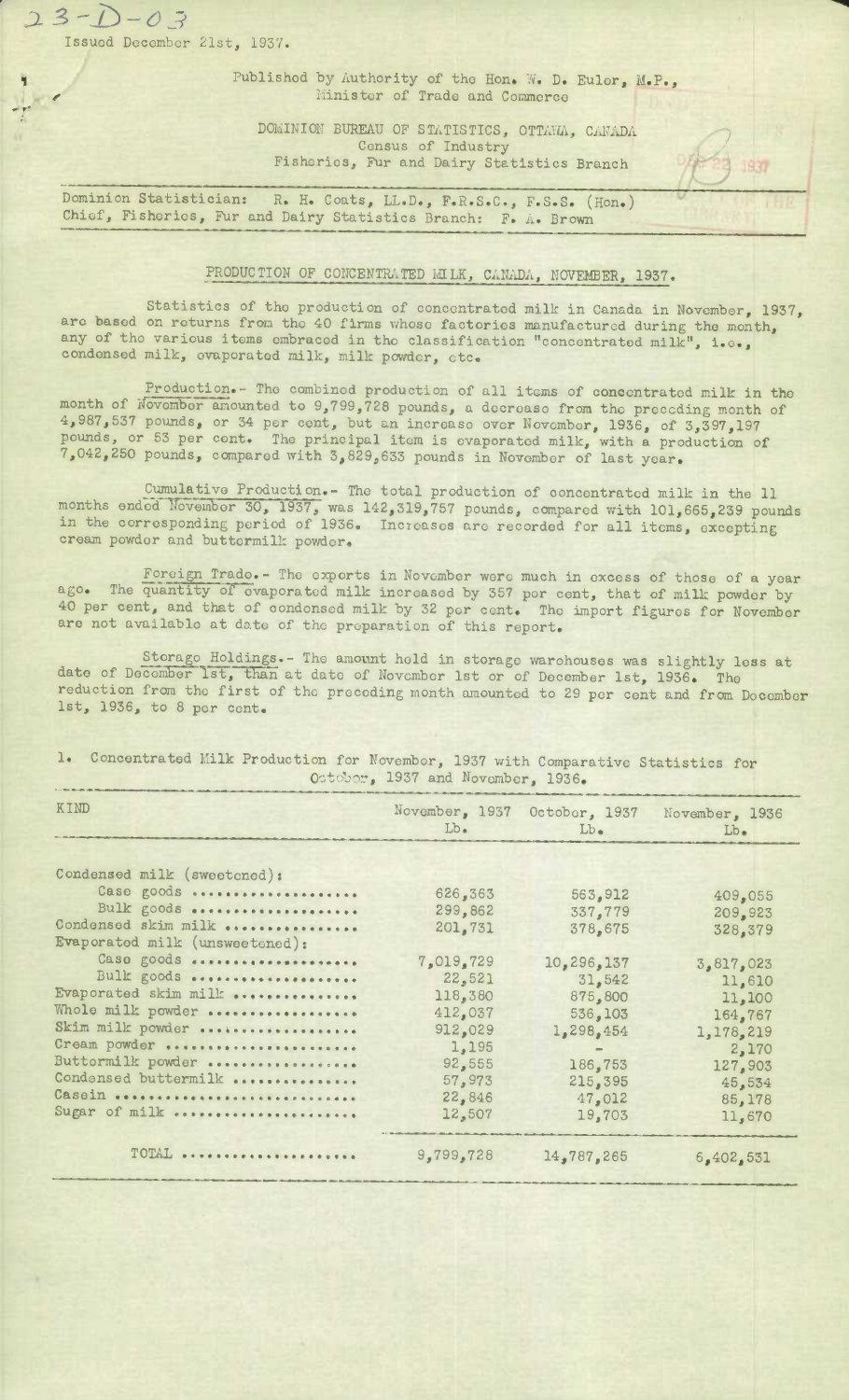23-D-03

Issued December 21st, 1937.

Published by Authority of the Hon. W. D. Euler, M.P., Minister of Trade and Commerce

DOMINION BUREAU OF STATISTICS, OTTAWA, CANADA
Census of Industry
Fisheries, Fur and Dairy Statistics Branch

Dominion Statistician: R. H. Coats, LL.D., F.R.S.C., F.S.S. (Hon.)
Chief, Fisheries, Fur and Dairy Statistics Branch: F. A. Brown

# PRODUCTION OF CONCENTRATED MILK, CANADA, NOVEMBER, 1937.

Statistics of the production of concentrated milk in Canada in November, 1937, are based on returns from the 40 firms whose factories manufactured during the month, any of the various items embraced in the classification "concentrated milk", i.e., condensed milk, evaporated milk, milk powder, etc.

Production.- The combined production of all items of concentrated milk in the month of November amounted to 9,799,728 pounds, a decrease from the preceding month of 4,987,537 pounds, or 34 per cent, but an increase over November, 1936, of 3,397,197 pounds, or 53 per cent. The principal item is evaporated milk, with a production of 7,042,250 pounds, compared with 3,829,633 pounds in November of last year.

Cumulative Production.- The total production of concentrated milk in the 11 months ended November 30, 1937, was 142,319,757 pounds, compared with 101,665,239 pounds in the corresponding period of 1936. Increases are recorded for all items, excepting cream powder and buttermilk powder.

Foreign Trade.- The exports in November were much in excess of those of a year ago. The quantity of evaporated milk increased by 357 per cent, that of milk powder by 40 per cent, and that of condensed milk by 32 per cent. The import figures for November are not available at date of the preparation of this report.

Storage Holdings.- The amount held in storage warehouses was slightly less at date of December 1st, than at date of November 1st or of December 1st, 1936. The reduction from the first of the preceding month amounted to 29 per cent and from December 1st, 1936, to 8 per cent.

1. Concentrated Milk Production for November, 1937 with Comparative Statistics for October, 1937 and November, 1936.

| KIND | November, 1937 Lb. | October, 1937 Lb. | November, 1936 Lb. |
|---|---|---|---|
| Condensed milk (sweetened): | | | |
| Case goods | 626,363 | 563,912 | 409,055 |
| Bulk goods | 299,862 | 337,779 | 209,923 |
| Condensed skim milk | 201,731 | 378,675 | 328,379 |
| Evaporated milk (unsweetened): | | | |
| Case goods | 7,019,729 | 10,296,137 | 3,817,023 |
| Bulk goods | 22,521 | 31,542 | 11,610 |
| Evaporated skim milk | 118,380 | 875,800 | 11,100 |
| Whole milk powder | 412,037 | 536,103 | 164,767 |
| Skim milk powder | 912,029 | 1,298,454 | 1,178,219 |
| Cream powder | 1,195 | - | 2,170 |
| Buttermilk powder | 92,555 | 186,753 | 127,903 |
| Condensed buttermilk | 57,973 | 215,395 | 45,534 |
| Casein | 22,846 | 47,012 | 85,178 |
| Sugar of milk | 12,507 | 19,703 | 11,670 |
| TOTAL | 9,799,728 | 14,787,265 | 6,402,531 |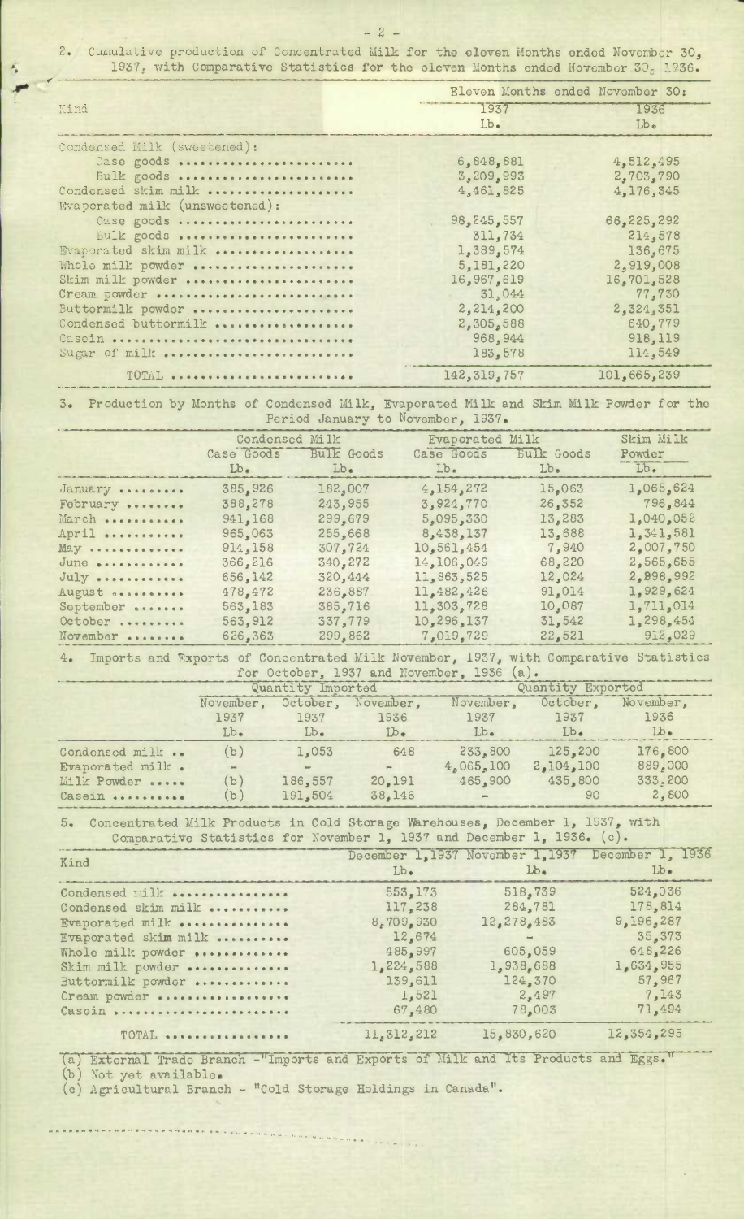2. Cumulative production of Concentrated Milk for the eleven Months ended November 30, 1937, with Comparative Statistics for the eleven Months ended November 30, 1936.

| Kind | Eleven Months ended November 30: 1937 Lb. | 1936 Lb. |
|---|---|---|
| Condensed Milk (sweetened): | | |
| Case goods | 6,848,881 | 4,512,495 |
| Bulk goods | 3,209,993 | 2,703,790 |
| Condensed skim milk | 4,461,825 | 4,176,345 |
| Evaporated milk (unsweetened): | | |
| Case goods | 98,245,557 | 66,225,292 |
| Bulk goods | 311,734 | 214,578 |
| Evaporated skim milk | 1,389,574 | 136,675 |
| Whole milk powder | 5,181,220 | 2,919,008 |
| Skim milk powder | 16,967,619 | 16,701,528 |
| Cream powder | 31,044 | 77,730 |
| Buttermilk powder | 2,214,200 | 2,324,351 |
| Condensed buttermilk | 2,305,588 | 640,779 |
| Casein | 968,944 | 918,119 |
| Sugar of milk | 183,578 | 114,549 |
| TOTAL | 142,319,757 | 101,665,239 |

3. Production by Months of Condensed Milk, Evaporated Milk and Skim Milk Powder for the Period January to November, 1937.

| | Condensed Milk | | Evaporated Milk | | Skim Milk |
|---|---|---|---|---|---|
| | Case Goods Lb. | Bulk Goods Lb. | Case Goods Lb. | Bulk Goods Lb. | Powder Lb. |
| January | 385,926 | 182,007 | 4,154,272 | 15,063 | 1,065,624 |
| February | 388,278 | 243,955 | 3,924,770 | 26,352 | 796,844 |
| March | 941,168 | 299,679 | 5,095,330 | 13,283 | 1,040,052 |
| April | 965,063 | 255,668 | 8,438,137 | 13,688 | 1,341,581 |
| May | 914,158 | 307,724 | 10,561,454 | 7,940 | 2,007,750 |
| June | 366,216 | 340,272 | 14,106,049 | 68,220 | 2,565,655 |
| July | 656,142 | 320,444 | 11,863,525 | 12,024 | 2,898,992 |
| August | 478,472 | 236,887 | 11,482,426 | 91,014 | 1,929,624 |
| September | 563,183 | 385,716 | 11,303,728 | 10,087 | 1,711,014 |
| October | 563,912 | 337,779 | 10,296,137 | 31,542 | 1,298,454 |
| November | 626,363 | 299,862 | 7,019,729 | 22,521 | 912,029 |

4. Imports and Exports of Concentrated Milk November, 1937, with Comparative Statistics for October, 1937 and November, 1936 (a).

| | Quantity Imported | | | Quantity Exported | | |
|---|---|---|---|---|---|---|
| | November, 1937 Lb. | October, 1937 Lb. | November, 1936 Lb. | November, 1937 Lb. | October, 1937 Lb. | November, 1936 Lb. |
| Condensed milk | (b) | 1,053 | 648 | 233,800 | 125,200 | 176,800 |
| Evaporated milk | - | - | - | 4,065,100 | 2,104,100 | 889,000 |
| Milk Powder | (b) | 186,557 | 20,191 | 465,900 | 435,800 | 333,200 |
| Casein | (b) | 191,504 | 38,146 | - | 90 | 2,800 |

5. Concentrated Milk Products in Cold Storage Warehouses, December 1, 1937, with Comparative Statistics for November 1, 1937 and December 1, 1936. (c).

| Kind | December 1, 1937 Lb. | November 1, 1937 Lb. | December 1, 1936 Lb. |
|---|---|---|---|
| Condensed milk | 553,173 | 518,739 | 524,036 |
| Condensed skim milk | 117,238 | 284,781 | 178,814 |
| Evaporated milk | 8,709,930 | 12,278,483 | 9,196,287 |
| Evaporated skim milk | 12,674 | - | 35,373 |
| Whole milk powder | 485,997 | 605,059 | 648,226 |
| Skim milk powder | 1,224,588 | 1,938,688 | 1,634,955 |
| Buttermilk powder | 139,611 | 124,370 | 57,967 |
| Cream powder | 1,521 | 2,497 | 7,143 |
| Casein | 67,480 | 78,003 | 71,494 |
| TOTAL | 11,312,212 | 15,830,620 | 12,354,295 |

(a) External Trade Branch - "Imports and Exports of Milk and Its Products and Eggs."
(b) Not yet available.
(c) Agricultural Branch - "Cold Storage Holdings in Canada".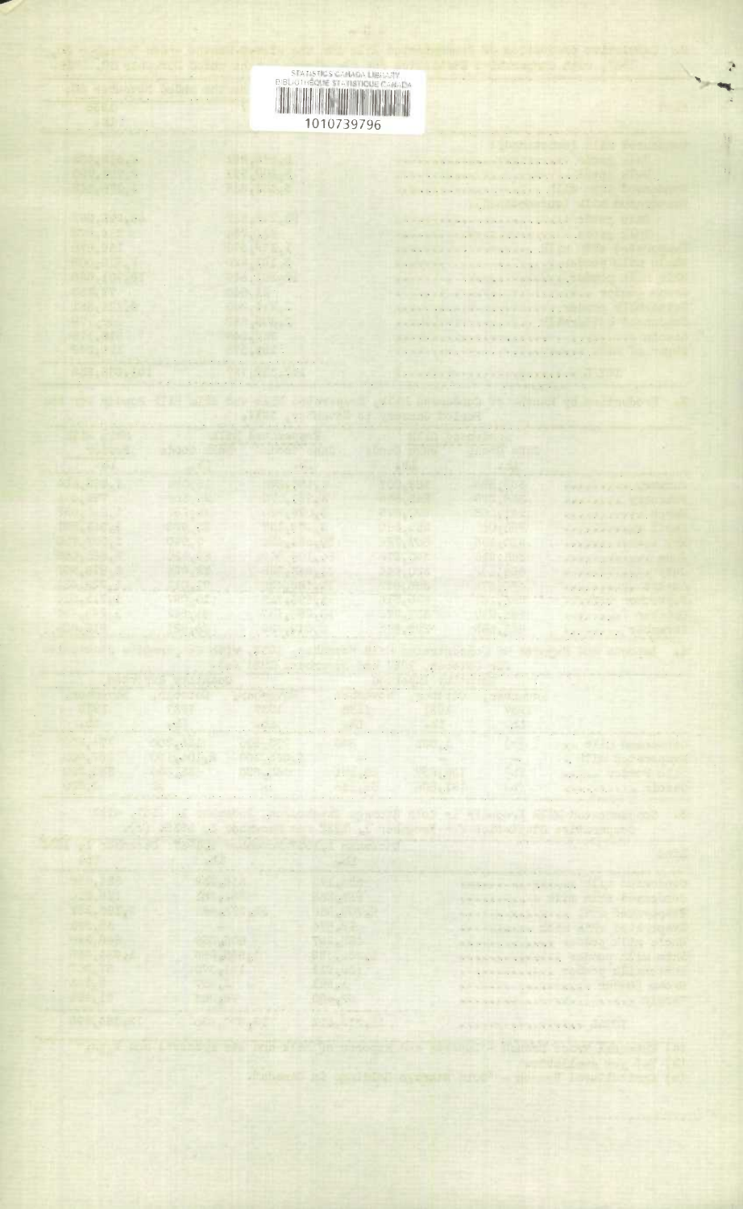STATISTICS CANADA LIBRARY
BIBLIOTHÈQUE STATISTIQUE CANADA

1010739796